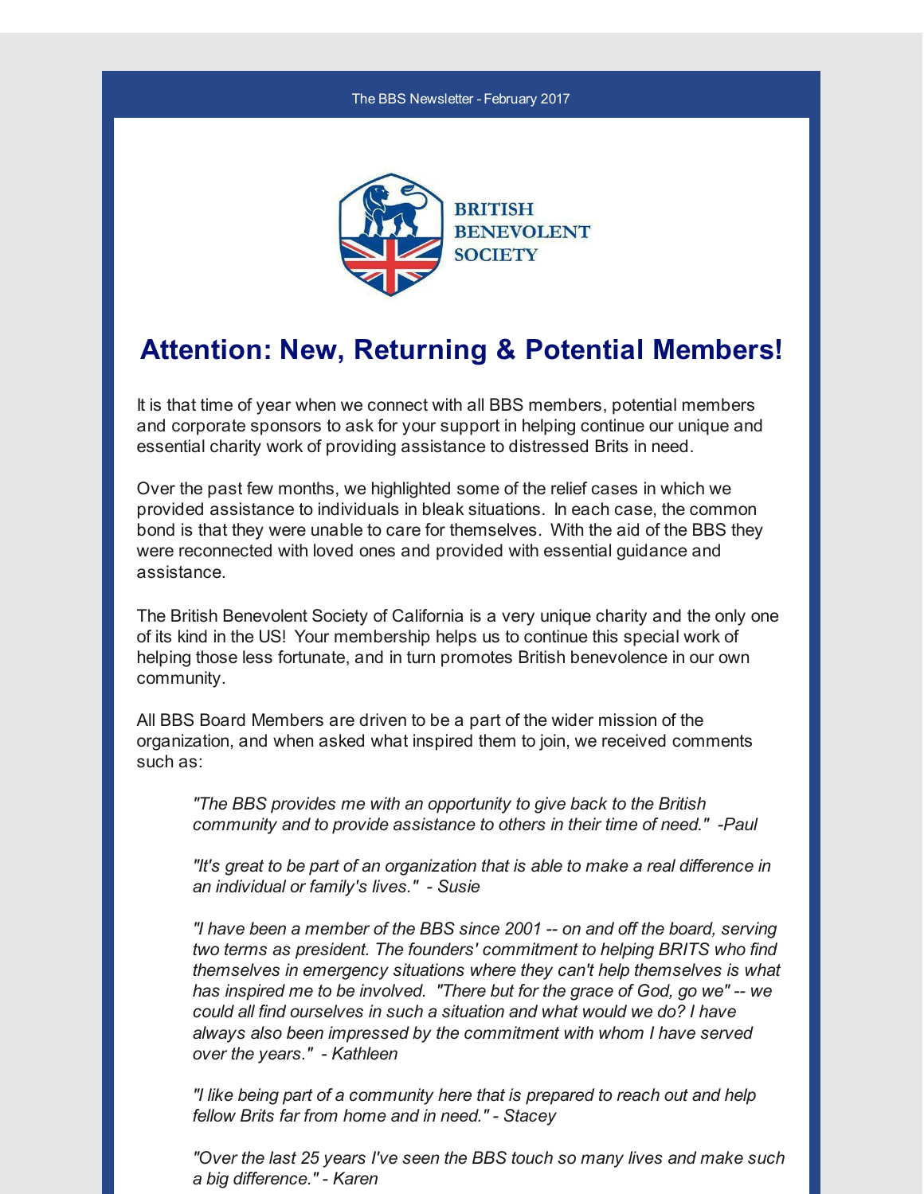The BBS Newsletter - February 2017

BRITISH BENEVOLENT SOCIETY

# Attention: New, Returning & Potential Members!

It is that time of year when we connect with all BBS members, potential members and corporate sponsors to ask for your support in helping continue our unique and essential charity work of providing assistance to distressed Brits in need.

Over the past few months, we highlighted some of the relief cases in which we provided assistance to individuals in bleak situations. In each case, the common bond is that they were unable to care for themselves. With the aid of the BBS they were reconnected with loved ones and provided with essential guidance and assistance.

The British Benevolent Society of California is a very unique charity and the only one of its kind in the US! Your membership helps us to continue this special work of helping those less fortunate, and in turn promotes British benevolence in our own community.

All BBS Board Members are driven to be a part of the wider mission of the organization, and when asked what inspired them to join, we received comments such as:

> *"The BBS provides me with an opportunity to give back to the British community and to provide assistance to others in their time of need." -Paul*
>
> *"It's great to be part of an organization that is able to make a real difference in an individual or family's lives." - Susie*
>
> *"I have been a member of the BBS since 2001 -- on and off the board, serving two terms as president. The founders' commitment to helping BRITS who find themselves in emergency situations where they can't help themselves is what has inspired me to be involved. "There but for the grace of God, go we" -- we could all find ourselves in such a situation and what would we do? I have always also been impressed by the commitment with whom I have served over the years." - Kathleen*
>
> *"I like being part of a community here that is prepared to reach out and help fellow Brits far from home and in need." - Stacey*
>
> *"Over the last 25 years I've seen the BBS touch so many lives and make such a big difference." - Karen*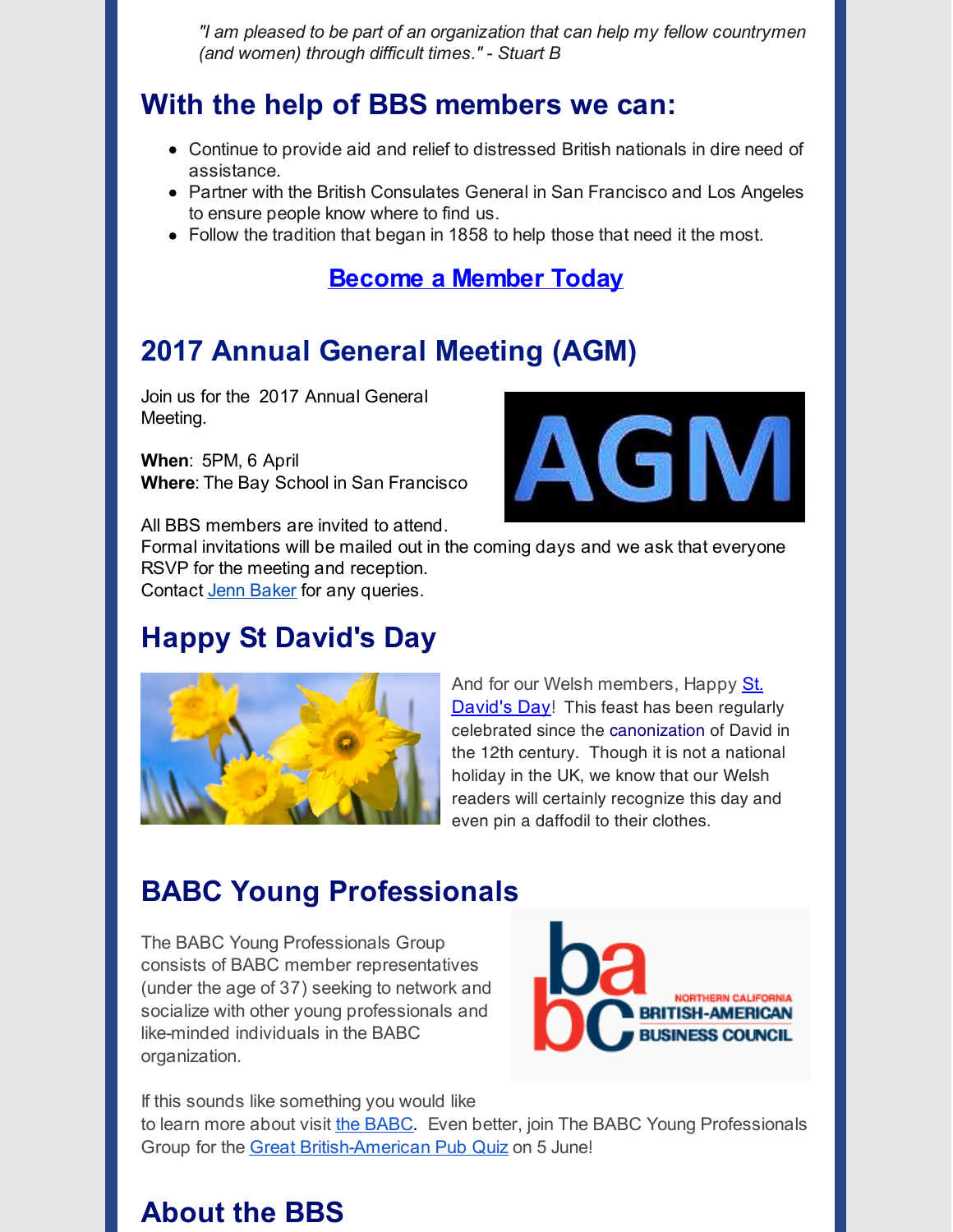*"I am pleased to be part of an organization that can help my fellow countrymen (and women) through difficult times." - Stuart B*

## With the help of BBS members we can:

- Continue to provide aid and relief to distressed British nationals in dire need of assistance.
- Partner with the British Consulates General in San Francisco and Los Angeles to ensure people know where to find us.
- Follow the tradition that began in 1858 to help those that need it the most.

**Become a Member Today**

## 2017 Annual General Meeting (AGM)

Join us for the 2017 Annual General Meeting.

**When**: 5PM, 6 April
**Where**: The Bay School in San Francisco

All BBS members are invited to attend.
Formal invitations will be mailed out in the coming days and we ask that everyone RSVP for the meeting and reception.
Contact Jenn Baker for any queries.

## Happy St David's Day

And for our Welsh members, Happy St. David's Day! This feast has been regularly celebrated since the canonization of David in the 12th century. Though it is not a national holiday in the UK, we know that our Welsh readers will certainly recognize this day and even pin a daffodil to their clothes.

## BABC Young Professionals

The BABC Young Professionals Group consists of BABC member representatives (under the age of 37) seeking to network and socialize with other young professionals and like-minded individuals in the BABC organization.

If this sounds like something you would like to learn more about visit the BABC. Even better, join The BABC Young Professionals Group for the Great British-American Pub Quiz on 5 June!

## About the BBS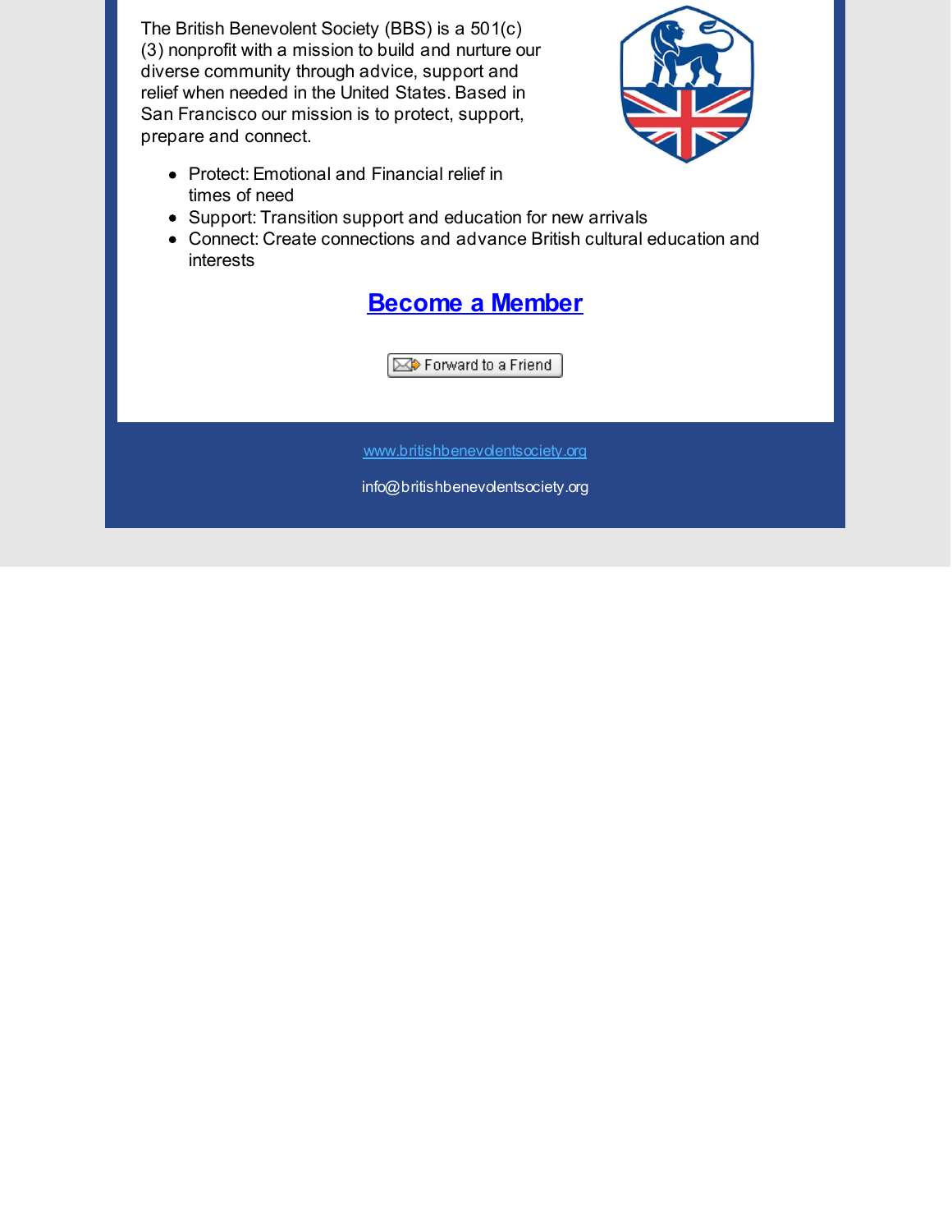The British Benevolent Society (BBS) is a 501(c)(3) nonprofit with a mission to build and nurture our diverse community through advice, support and relief when needed in the United States. Based in San Francisco our mission is to protect, support, prepare and connect.

- Protect: Emotional and Financial relief in times of need
- Support: Transition support and education for new arrivals
- Connect: Create connections and advance British cultural education and interests

## **Become a Member**

Forward to a Friend

www.britishbenevolentsociety.org

info@britishbenevolentsociety.org